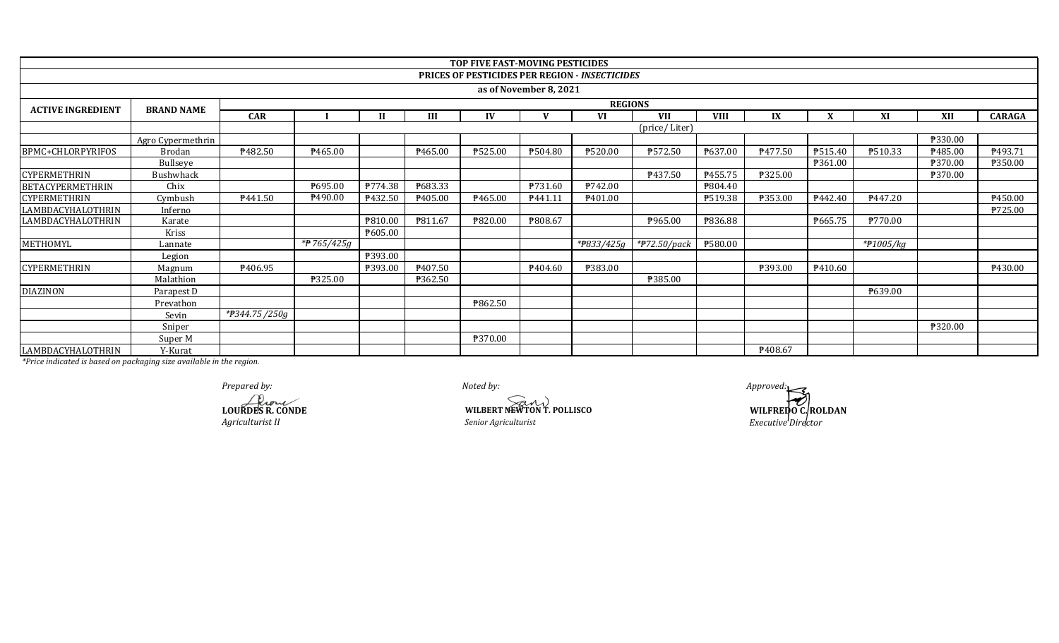**TOP FIVE FAST-MOVING PESTICIDES**

**PRICES OF PESTICIDES PER REGION - *INSECTICIDES***

**as of November 8, 2021**

| ACTIVE INGREDIENT | BRAND NAME | REGIONS | | | | | | | | | | | | | |
|---|---|---|---|---|---|---|---|---|---|---|---|---|---|---|---|
| | | CAR | I | II | III | IV | V | VI | VII | VIII | IX | X | XI | XII | CARAGA |
| | | (price/ Liter) | | | | | | | | | | | | | |
| | Agro Cypermethrin | | | | | | | | | | | | | ₱330.00 | |
| BPMC+CHLORPYRIFOS | Brodan | ₱482.50 | ₱465.00 | | ₱465.00 | ₱525.00 | ₱504.80 | ₱520.00 | ₱572.50 | ₱637.00 | ₱477.50 | ₱515.40 | ₱510.33 | ₱485.00 | ₱493.71 |
| | Bullseye | | | | | | | | | | | ₱361.00 | | ₱370.00 | ₱350.00 |
| CYPERMETHRIN | Bushwhack | | | | | | | | ₱437.50 | ₱455.75 | ₱325.00 | | | ₱370.00 | |
| BETACYPERMETHRIN | Chix | | ₱695.00 | ₱774.38 | ₱683.33 | | ₱731.60 | ₱742.00 | | ₱804.40 | | | | | |
| CYPERMETHRIN | Cymbush | ₱441.50 | ₱490.00 | ₱432.50 | ₱405.00 | ₱465.00 | ₱441.11 | ₱401.00 | | ₱519.38 | ₱353.00 | ₱442.40 | ₱447.20 | | ₱450.00 |
| LAMBDACYHALOTHRIN | Inferno | | | | | | | | | | | | | | ₱725.00 |
| LAMBDACYHALOTHRIN | Karate | | | ₱810.00 | ₱811.67 | ₱820.00 | ₱808.67 | | ₱965.00 | ₱836.88 | | ₱665.75 | ₱770.00 | | |
| | Kriss | | | ₱605.00 | | | | | | | | | | | |
| METHOMYL | Lannate | | *₱765/425g* | | | | | *₱833/425g* | *₱72.50/pack* | ₱580.00 | | | *₱1005/kg* | | |
| | Legion | | | ₱393.00 | | | | | | | | | | | |
| CYPERMETHRIN | Magnum | ₱406.95 | | ₱393.00 | ₱407.50 | | ₱404.60 | ₱383.00 | | | ₱393.00 | ₱410.60 | | | ₱430.00 |
| | Malathion | | ₱325.00 | | ₱362.50 | | | | ₱385.00 | | | | | | |
| DIAZINON | Parapest D | | | | | | | | | | | | ₱639.00 | | |
| | Prevathon | | | | | ₱862.50 | | | | | | | | | |
| | Sevin | *₱344.75 /250g* | | | | | | | | | | | | | |
| | Sniper | | | | | | | | | | | | | ₱320.00 | |
| | Super M | | | | | ₱370.00 | | | | | | | | | |
| LAMBDACYHALOTHRIN | Y-Kurat | | | | | | | | | | ₱408.67 | | | | |

*\*Price indicated is based on packaging size available in the region.*

*Prepared by:*
**LOURDES R. CONDE**
*Agriculturist II*

*Noted by:*
**WILBERT NEWTON T. POLLISCO**
*Senior Agriculturist*

*Approved:*
**WILFREDO C. ROLDAN**
*Executive Director*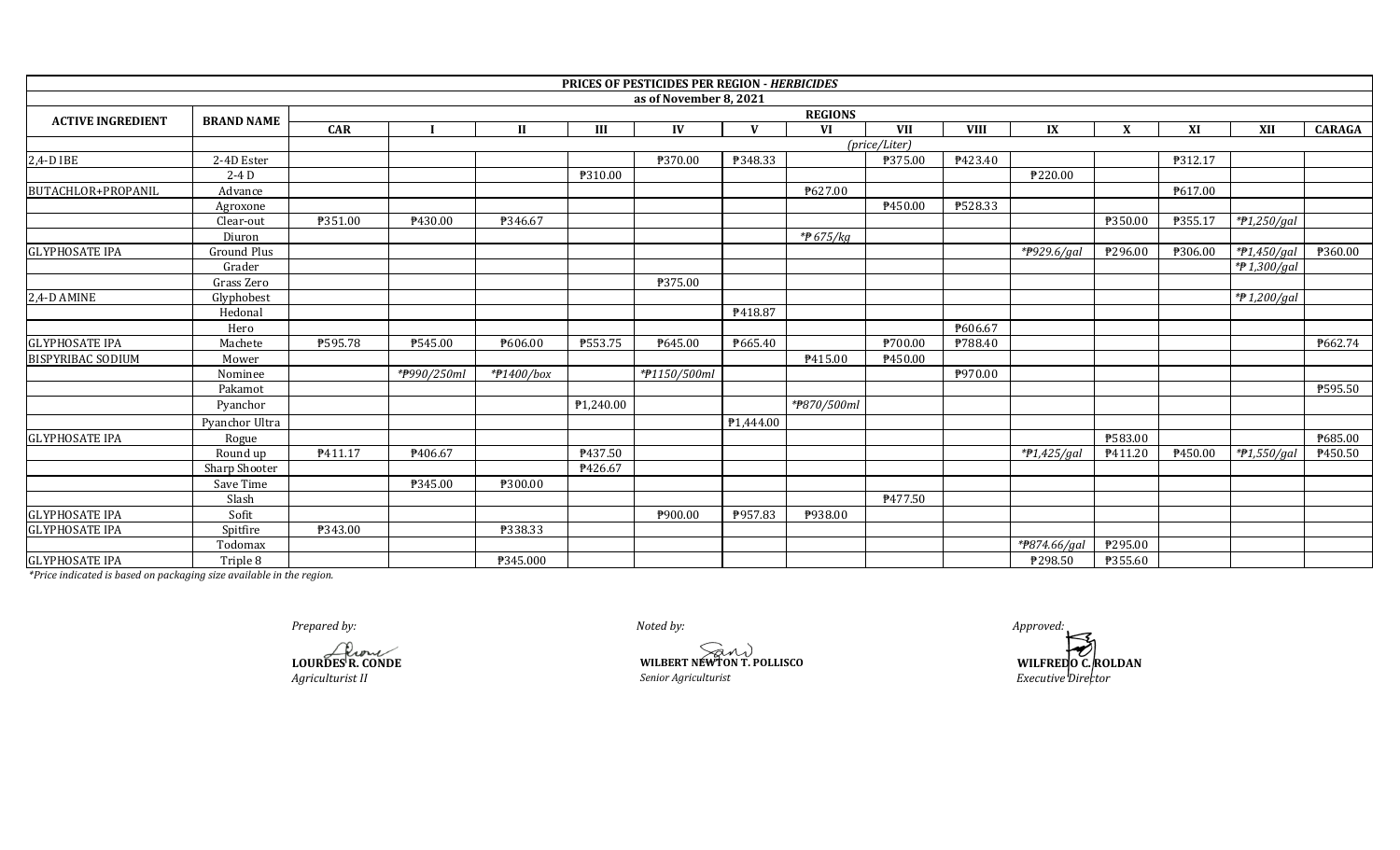**PRICES OF PESTICIDES PER REGION - *HERBICIDES***

**as of November 8, 2021**

| ACTIVE INGREDIENT | BRAND NAME | REGIONS | | | | | | | | | | | | | |
|---|---|---|---|---|---|---|---|---|---|---|---|---|---|---|---|
| | | CAR | I | II | III | IV | V | VI | VII | VIII | IX | X | XI | XII | CARAGA |
| | | (price/Liter) | | | | | | | | | | | | | |
| 2,4-D IBE | 2-4D Ester | | | | | ₱370.00 | ₱348.33 | | ₱375.00 | ₱423.40 | | | ₱312.17 | | |
| | 2-4 D | | | | ₱310.00 | | | | | | ₱220.00 | | | | |
| BUTACHLOR+PROPANIL | Advance | | | | | | | ₱627.00 | | | | | ₱617.00 | | |
| | Agroxone | | | | | | | | ₱450.00 | ₱528.33 | | | | | |
| | Clear-out | ₱351.00 | ₱430.00 | ₱346.67 | | | | | | | | ₱350.00 | ₱355.17 | *₱1,250/gal* | |
| | Diuron | | | | | | | *₱ 675/kg* | | | | | | | |
| GLYPHOSATE IPA | Ground Plus | | | | | | | | | | *₱929.6/gal* | ₱296.00 | ₱306.00 | *₱1,450/gal* | ₱360.00 |
| | Grader | | | | | | | | | | | | | *₱ 1,300/gal* | |
| | Grass Zero | | | | | ₱375.00 | | | | | | | | | |
| 2,4-D AMINE | Glyphobest | | | | | | | | | | | | | *₱ 1,200/gal* | |
| | Hedonal | | | | | | ₱418.87 | | | | | | | | |
| | Hero | | | | | | | | | ₱606.67 | | | | | |
| GLYPHOSATE IPA | Machete | ₱595.78 | ₱545.00 | ₱606.00 | ₱553.75 | ₱645.00 | ₱665.40 | | ₱700.00 | ₱788.40 | | | | | ₱662.74 |
| BISPYRIBAC SODIUM | Mower | | | | | | | ₱415.00 | ₱450.00 | | | | | | |
| | Nominee | | *₱990/250ml* | *₱1400/box* | | *₱1150/500ml* | | | | ₱970.00 | | | | | |
| | Pakamot | | | | | | | | | | | | | | ₱595.50 |
| | Pyanchor | | | | ₱1,240.00 | | | *₱870/500ml* | | | | | | | |
| | Pyanchor Ultra | | | | | | ₱1,444.00 | | | | | | | | |
| GLYPHOSATE IPA | Rogue | | | | | | | | | | | ₱583.00 | | | ₱685.00 |
| | Round up | ₱411.17 | ₱406.67 | | ₱437.50 | | | | | | *₱1,425/gal* | ₱411.20 | ₱450.00 | *₱1,550/gal* | ₱450.50 |
| | Sharp Shooter | | | | ₱426.67 | | | | | | | | | | |
| | Save Time | | ₱345.00 | ₱300.00 | | | | | | | | | | | |
| | Slash | | | | | | | | ₱477.50 | | | | | | |
| GLYPHOSATE IPA | Sofit | | | | | ₱900.00 | ₱957.83 | ₱938.00 | | | | | | | |
| GLYPHOSATE IPA | Spitfire | ₱343.00 | | ₱338.33 | | | | | | | | | | | |
| | Todomax | | | | | | | | | | *₱874.66/gal* | ₱295.00 | | | |
| GLYPHOSATE IPA | Triple 8 | | | ₱345.000 | | | | | | | ₱298.50 | ₱355.60 | | | |

*\*Price indicated is based on packaging size available in the region.*

*Prepared by:*

**LOURDES R. CONDE**
*Agriculturist II*

*Noted by:*

**WILBERT NEWTON T. POLLISCO**
*Senior Agriculturist*

*Approved:*

**WILFREDO C. ROLDAN**
*Executive Director*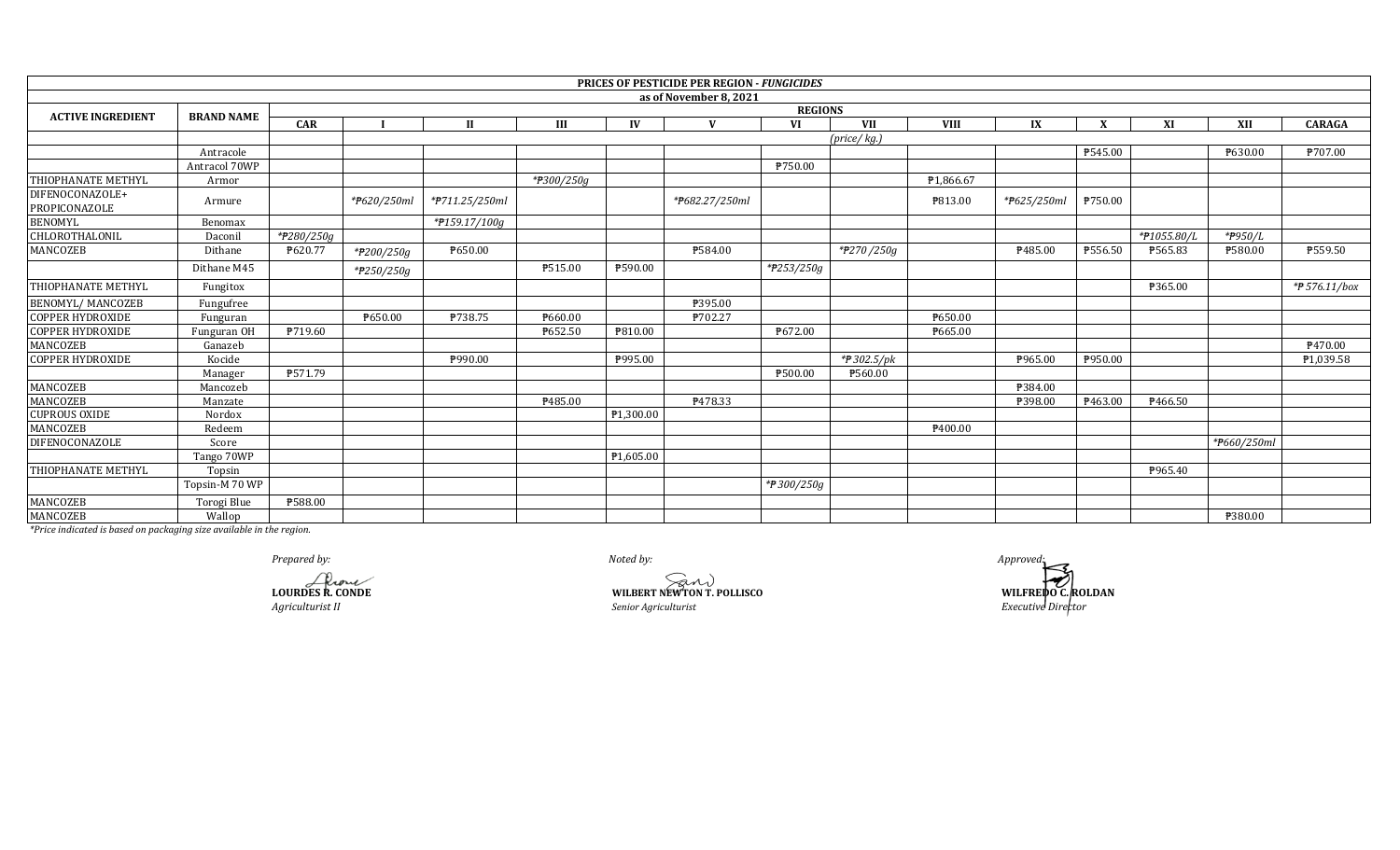| ACTIVE INGREDIENT | BRAND NAME | REGIONS | | | | | | | | | | | | | | | |
|---|---|---|---|---|---|---|---|---|---|---|---|---|---|---|---|---|---|
| | | CAR | I | II | III | IV | V | VI | VII | VIII | IX | X | XI | XII | CARAGA |
| | | (price/ kg.) | | | | | | | | | | | | | |
| | Antracole | | | | | | | | | | | ₱545.00 | | ₱630.00 | ₱707.00 |
| | Antracol 70WP | | | | | | | ₱750.00 | | | | | | | |
| THIOPHANATE METHYL | Armor | | | | *₱300/250g | | | | | ₱1,866.67 | | | | | |
| DIFENOCONAZOLE+ PROPICONAZOLE | Armure | | *₱620/250ml | *₱711.25/250ml | | | *₱682.27/250ml | | | ₱813.00 | *₱625/250ml | ₱750.00 | | | |
| BENOMYL | Benomax | | | *₱159.17/100g | | | | | | | | | | | |
| CHLOROTHALONIL | Daconil | *₱280/250g | | | | | | | | | | | *₱1055.80/L | *₱950/L | |
| MANCOZEB | Dithane | ₱620.77 | *₱200/250g | ₱650.00 | | | ₱584.00 | | *₱270 /250g | | ₱485.00 | ₱556.50 | ₱565.83 | ₱580.00 | ₱559.50 |
| | Dithane M45 | | *₱250/250g | | ₱515.00 | ₱590.00 | | *₱253/250g | | | | | | | |
| THIOPHANATE METHYL | Fungitox | | | | | | | | | | | | ₱365.00 | | *₱ 576.11/box |
| BENOMYL/ MANCOZEB | Fungufree | | | | | | ₱395.00 | | | | | | | | |
| COPPER HYDROXIDE | Funguran | | ₱650.00 | ₱738.75 | ₱660.00 | | ₱702.27 | | | ₱650.00 | | | | | |
| COPPER HYDROXIDE | Funguran OH | ₱719.60 | | | ₱652.50 | ₱810.00 | | ₱672.00 | | ₱665.00 | | | | | |
| MANCOZEB | Ganazeb | | | | | | | | | | | | | | ₱470.00 |
| COPPER HYDROXIDE | Kocide | | | ₱990.00 | | ₱995.00 | | | *₱ 302.5/pk | | ₱965.00 | ₱950.00 | | | ₱1,039.58 |
| | Manager | ₱571.79 | | | | | | ₱500.00 | ₱560.00 | | | | | | |
| MANCOZEB | Mancozeb | | | | | | | | | | ₱384.00 | | | | |
| MANCOZEB | Manzate | | | | ₱485.00 | | ₱478.33 | | | | ₱398.00 | ₱463.00 | ₱466.50 | | |
| CUPROUS OXIDE | Nordox | | | | | ₱1,300.00 | | | | | | | | | |
| MANCOZEB | Redeem | | | | | | | | | ₱400.00 | | | | | |
| DIFENOCONAZOLE | Score | | | | | | | | | | | | | *₱660/250ml | |
| | Tango 70WP | | | | | ₱1,605.00 | | | | | | | | | |
| THIOPHANATE METHYL | Topsin | | | | | | | | | | | | ₱965.40 | | |
| | Topsin-M 70 WP | | | | | | | *₱ 300/250g | | | | | | | |
| MANCOZEB | Torogi Blue | ₱588.00 | | | | | | | | | | | | | |
| MANCOZEB | Wallop | | | | | | | | | | | | | ₱380.00 | |

**PRICES OF PESTICIDE PER REGION - *FUNGICIDES***
**as of November 8, 2021**

*\*Price indicated is based on packaging size available in the region.*

*Prepared by:*
**LOURDES R. CONDE**
*Agriculturist II*

*Noted by:*
**WILBERT NEWTON T. POLLISCO**
*Senior Agriculturist*

*Approved:*
**WILFREDO C. ROLDAN**
*Executive Director*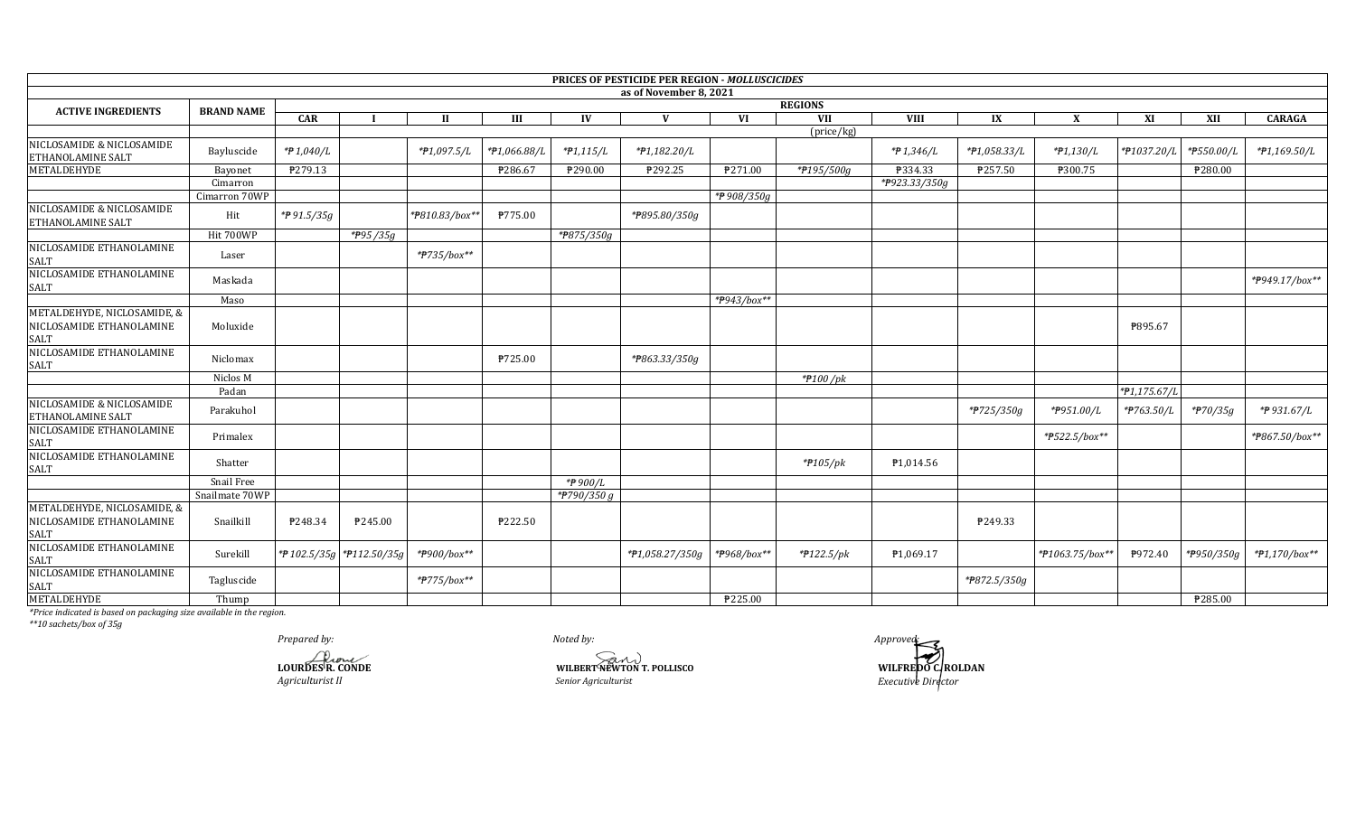**PRICES OF PESTICIDE PER REGION - *MOLLUSCICIDES***

**as of November 8, 2021**

| ACTIVE INGREDIENTS | BRAND NAME | REGIONS | | | | | | | | | | | | | |
|---|---|---|---|---|---|---|---|---|---|---|---|---|---|---|---|
| | | CAR | I | II | III | IV | V | VI | VII | VIII | IX | X | XI | XII | CARAGA |
| | | | | | | | | | (price/kg) | | | | | | |
| NICLOSAMIDE & NICLOSAMIDE ETHANOLAMINE SALT | Bayluscide | *₱ 1,040/L | | *₱1,097.5/L | *₱1,066.88/L | *₱1,115/L | *₱1,182.20/L | | | *₱ 1,346/L | *₱1,058.33/L | *₱1,130/L | *₱1037.20/L | *₱550.00/L | *₱1,169.50/L |
| METALDEHYDE | Bayonet | ₱279.13 | | | ₱286.67 | ₱290.00 | ₱292.25 | ₱271.00 | *₱195/500g | ₱334.33 | ₱257.50 | ₱300.75 | | ₱280.00 | |
| | Cimarron | | | | | | | | | *₱923.33/350g | | | | | |
| | Cimarron 70WP | | | | | | | *₱ 908/350g | | | | | | | |
| NICLOSAMIDE & NICLOSAMIDE ETHANOLAMINE SALT | Hit | *₱ 91.5/35g | | *₱810.83/box** | ₱775.00 | | *₱895.80/350g | | | | | | | | |
| | Hit 700WP | | *₱95 /35g | | | *₱875/350g | | | | | | | | | |
| NICLOSAMIDE ETHANOLAMINE SALT | Laser | | | *₱735/box** | | | | | | | | | | | |
| NICLOSAMIDE ETHANOLAMINE SALT | Maskada | | | | | | | | | | | | | | *₱949.17/box** |
| | Maso | | | | | | | *₱943/box** | | | | | | | |
| METALDEHYDE, NICLOSAMIDE, & NICLOSAMIDE ETHANOLAMINE SALT | Moluxide | | | | | | | | | | | | ₱895.67 | | |
| NICLOSAMIDE ETHANOLAMINE SALT | Niclomax | | | | ₱725.00 | | *₱863.33/350g | | | | | | | | |
| | Niclos M | | | | | | | | *₱100 /pk | | | | | | |
| | Padan | | | | | | | | | | | | *₱1,175.67/L | | |
| NICLOSAMIDE & NICLOSAMIDE ETHANOLAMINE SALT | Parakuhol | | | | | | | | | | *₱725/350g | *₱951.00/L | *₱763.50/L | *₱70/35g | *₱ 931.67/L |
| NICLOSAMIDE ETHANOLAMINE SALT | Primalex | | | | | | | | | | | *₱522.5/box** | | | *₱867.50/box** |
| NICLOSAMIDE ETHANOLAMINE SALT | Shatter | | | | | | | | *₱105/pk | ₱1,014.56 | | | | | |
| | Snail Free | | | | | *₱ 900/L | | | | | | | | | |
| | Snailmate 70WP | | | | | *₱790/350 g | | | | | | | | | |
| METALDEHYDE, NICLOSAMIDE, & NICLOSAMIDE ETHANOLAMINE SALT | Snailkill | ₱248.34 | ₱245.00 | | ₱222.50 | | | | | | ₱249.33 | | | | |
| NICLOSAMIDE ETHANOLAMINE SALT | Surekill | *₱ 102.5/35g | *₱112.50/35g | *₱900/box** | | | *₱1,058.27/350g | *₱968/box** | *₱122.5/pk | ₱1,069.17 | | *₱1063.75/box** | ₱972.40 | *₱950/350g | *₱1,170/box** |
| NICLOSAMIDE ETHANOLAMINE SALT | Tagluscide | | | *₱775/box** | | | | | | | *₱872.5/350g | | | | |
| METALDEHYDE | Thump | | | | | | | ₱225.00 | | | | | | ₱285.00 | |

*\*Price indicated is based on packaging size available in the region.*

*\*\*10 sachets/box of 35g*

*Prepared by:*

**LOURDES R. CONDE**
*Agriculturist II*

*Noted by:*

**WILBERT NEWTON T. POLLISCO**
*Senior Agriculturist*

*Approved:*

**WILFREDO C. ROLDAN**
*Executive Director*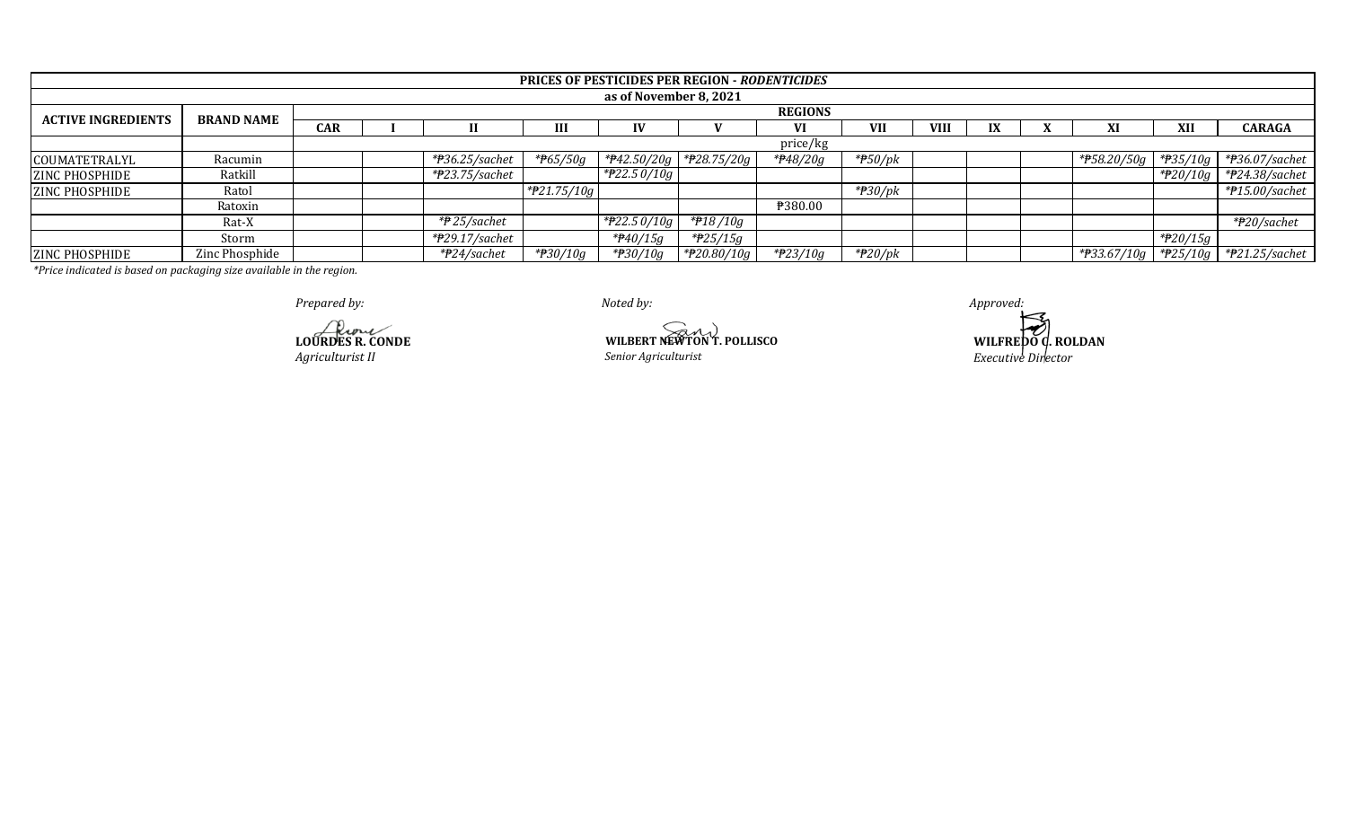| PRICES OF PESTICIDES PER REGION - *RODENTICIDES* | | | | | | | | | | | | | | | | |
|---|---|---|---|---|---|---|---|---|---|---|---|---|---|---|---|---|
| as of November 8, 2021 | | | | | | | | | | | | | | | | |
| ACTIVE INGREDIENTS | BRAND NAME | REGIONS | | | | | | | | | | | | | | |
| | | CAR | I | II | III | IV | V | VI | VII | VIII | IX | X | XI | XII | CARAGA | |
| | | price/kg | | | | | | | | | | | | | | |
| COUMATETRALYL | Racumin | | | *₱36.25/sachet | *₱65/50g | *₱42.50/20g | *₱28.75/20g | *₱48/20g | *₱50/pk | | | | *₱58.20/50g | *₱35/10g | *₱36.07/sachet | |
| ZINC PHOSPHIDE | Ratkill | | | *₱23.75/sachet | | *₱22.5 0/10g | | | | | | | | *₱20/10g | *₱24.38/sachet | |
| ZINC PHOSPHIDE | Ratol | | | | *₱21.75/10g | | | | *₱30/pk | | | | | | *₱15.00/sachet | |
| | Ratoxin | | | | | | | ₱380.00 | | | | | | | | |
| | Rat-X | | | *₱ 25/sachet | | *₱22.5 0/10g | *₱18 /10g | | | | | | | | *₱20/sachet | |
| | Storm | | | *₱29.17/sachet | | *₱40/15g | *₱25/15g | | | | | | | *₱20/15g | | |
| ZINC PHOSPHIDE | Zinc Phosphide | | | *₱24/sachet | *₱30/10g | *₱30/10g | *₱20.80/10g | *₱23/10g | *₱20/pk | | | | *₱33.67/10g | *₱25/10g | *₱21.25/sachet | |

*\*Price indicated is based on packaging size available in the region.*

*Prepared by:*

**LOURDES R. CONDE**
*Agriculturist II*

*Noted by:*

**WILBERT NEWTON T. POLLISCO**
*Senior Agriculturist*

*Approved:*

**WILFREDO C. ROLDAN**
*Executive Director*